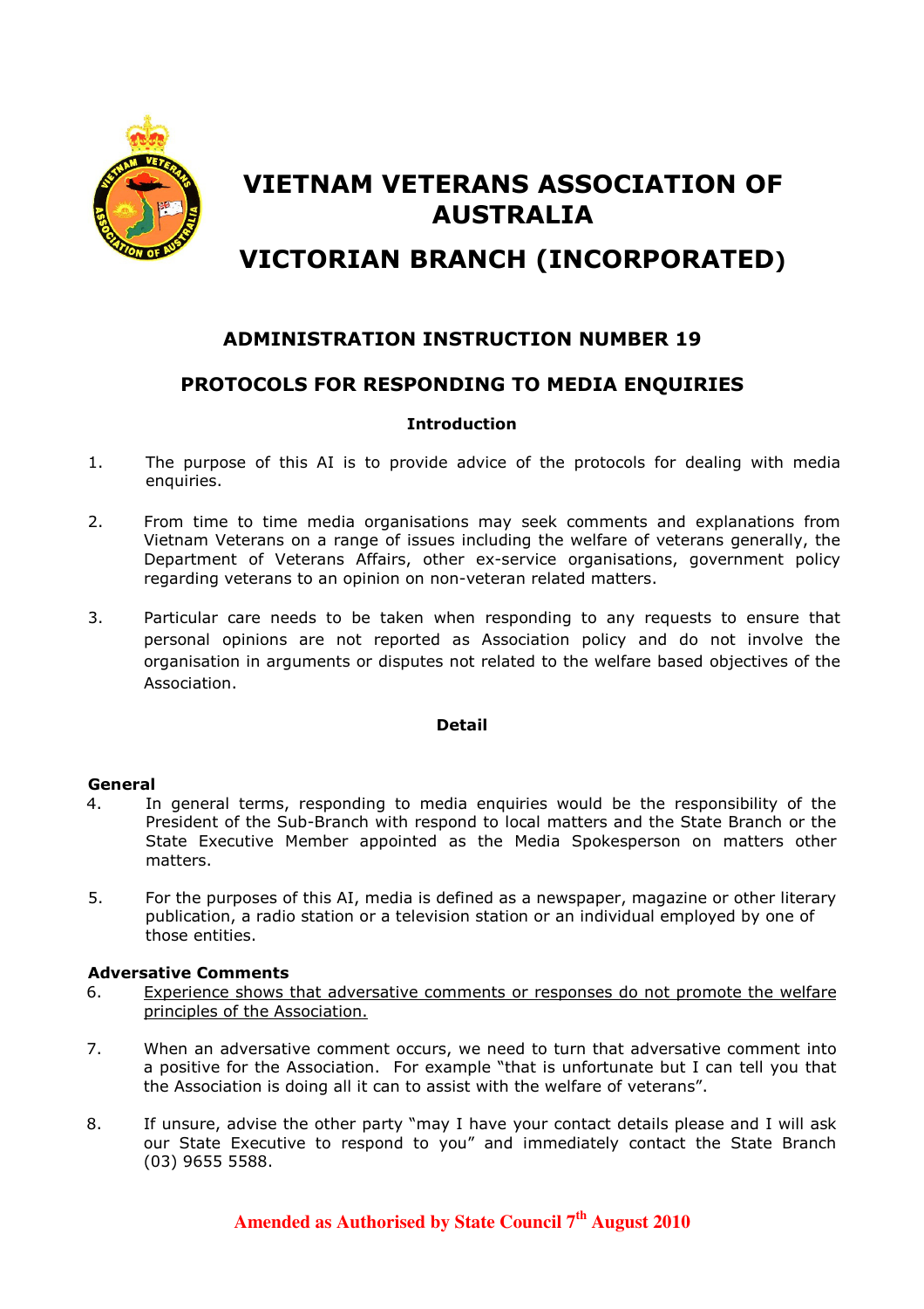# VIETNAM VETERANS ASSOCIATION OF AUSTRALIA

# VICTORIAN BRANCH (INCORPORATED)

## ADMINISTRATION INSTRUCTION NUMBER 19

## PROTOCOLS FOR RESPONDING TO MEDIA ENQUIRIES

### Introduction

1. The purpose of this AI is to provide advice of the protocols for dealing with media enquiries.

2. From time to time media organisations may seek comments and explanations from Vietnam Veterans on a range of issues including the welfare of veterans generally, the Department of Veterans Affairs, other ex-service organisations, government policy regarding veterans to an opinion on non-veteran related matters.

3. Particular care needs to be taken when responding to any requests to ensure that personal opinions are not reported as Association policy and do not involve the organisation in arguments or disputes not related to the welfare based objectives of the Association.

### Detail

**General**

4. In general terms, responding to media enquiries would be the responsibility of the President of the Sub-Branch with respond to local matters and the State Branch or the State Executive Member appointed as the Media Spokesperson on matters other matters.

5. For the purposes of this AI, media is defined as a newspaper, magazine or other literary publication, a radio station or a television station or an individual employed by one of those entities.

**Adversative Comments**

6. <u>Experience shows that adversative comments or responses do not promote the welfare principles of the Association.</u>

7. When an adversative comment occurs, we need to turn that adversative comment into a positive for the Association. For example "that is unfortunate but I can tell you that the Association is doing all it can to assist with the welfare of veterans".

8. If unsure, advise the other party "may I have your contact details please and I will ask our State Executive to respond to you" and immediately contact the State Branch (03) 9655 5588.

**Amended as Authorised by State Council 7th August 2010**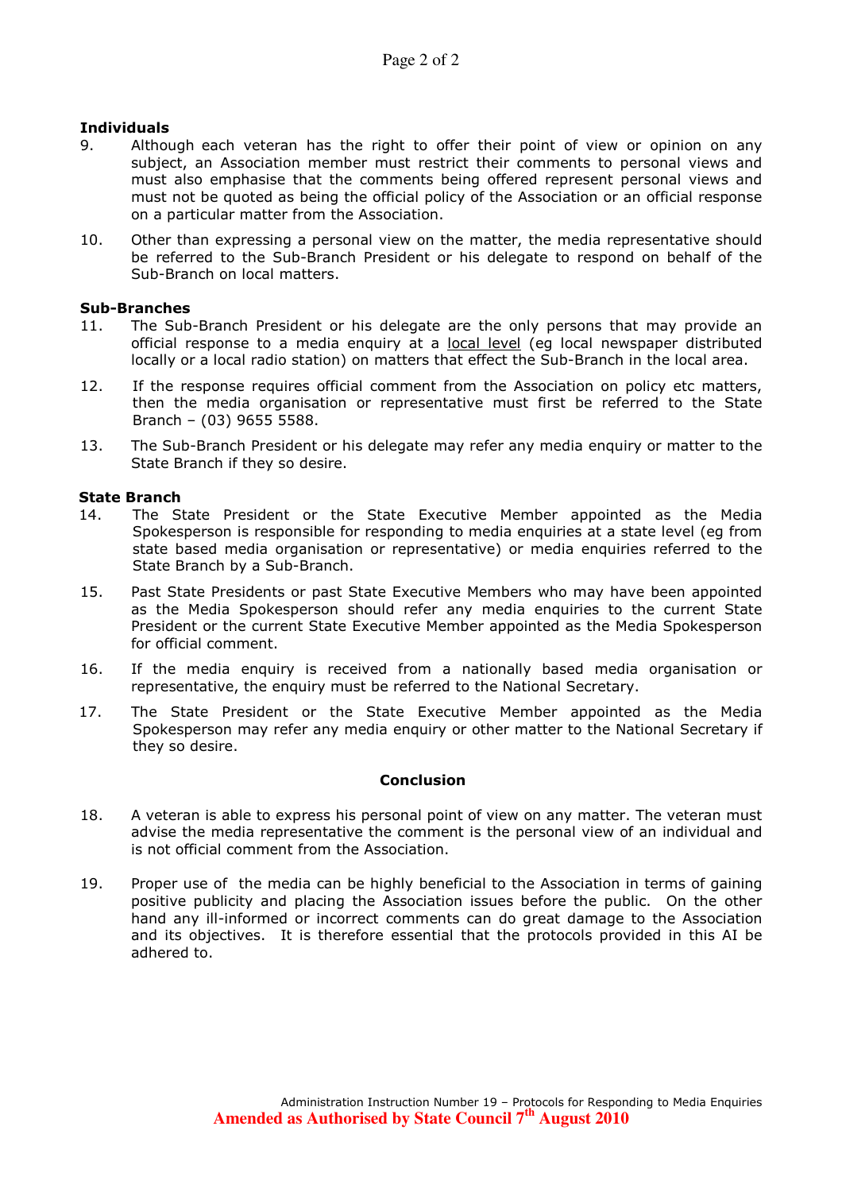**Individuals**

9. Although each veteran has the right to offer their point of view or opinion on any subject, an Association member must restrict their comments to personal views and must also emphasise that the comments being offered represent personal views and must not be quoted as being the official policy of the Association or an official response on a particular matter from the Association.

10. Other than expressing a personal view on the matter, the media representative should be referred to the Sub-Branch President or his delegate to respond on behalf of the Sub-Branch on local matters.

**Sub-Branches**

11. The Sub-Branch President or his delegate are the only persons that may provide an official response to a media enquiry at a local level (eg local newspaper distributed locally or a local radio station) on matters that effect the Sub-Branch in the local area.

12. If the response requires official comment from the Association on policy etc matters, then the media organisation or representative must first be referred to the State Branch – (03) 9655 5588.

13. The Sub-Branch President or his delegate may refer any media enquiry or matter to the State Branch if they so desire.

**State Branch**

14. The State President or the State Executive Member appointed as the Media Spokesperson is responsible for responding to media enquiries at a state level (eg from state based media organisation or representative) or media enquiries referred to the State Branch by a Sub-Branch.

15. Past State Presidents or past State Executive Members who may have been appointed as the Media Spokesperson should refer any media enquiries to the current State President or the current State Executive Member appointed as the Media Spokesperson for official comment.

16. If the media enquiry is received from a nationally based media organisation or representative, the enquiry must be referred to the National Secretary.

17. The State President or the State Executive Member appointed as the Media Spokesperson may refer any media enquiry or other matter to the National Secretary if they so desire.

**Conclusion**

18. A veteran is able to express his personal point of view on any matter. The veteran must advise the media representative the comment is the personal view of an individual and is not official comment from the Association.

19. Proper use of the media can be highly beneficial to the Association in terms of gaining positive publicity and placing the Association issues before the public. On the other hand any ill-informed or incorrect comments can do great damage to the Association and its objectives. It is therefore essential that the protocols provided in this AI be adhered to.

Administration Instruction Number 19 – Protocols for Responding to Media Enquiries

**Amended as Authorised by State Council 7th August 2010**